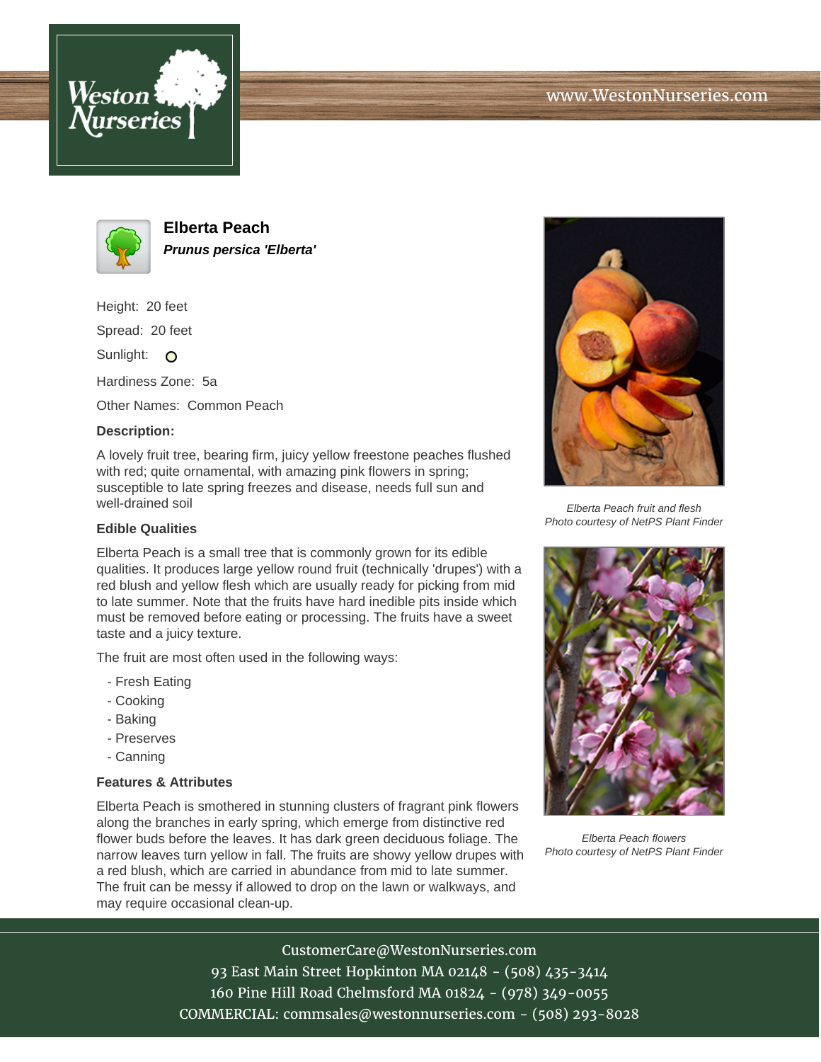# Elberta Peach

***Prunus persica 'Elberta'***

Height: 20 feet

Spread: 20 feet

Sunlight: O

Hardiness Zone: 5a

Other Names: Common Peach

### Description:

A lovely fruit tree, bearing firm, juicy yellow freestone peaches flushed with red; quite ornamental, with amazing pink flowers in spring; susceptible to late spring freezes and disease, needs full sun and well-drained soil

### Edible Qualities

Elberta Peach is a small tree that is commonly grown for its edible qualities. It produces large yellow round fruit (technically 'drupes') with a red blush and yellow flesh which are usually ready for picking from mid to late summer. Note that the fruits have hard inedible pits inside which must be removed before eating or processing. The fruits have a sweet taste and a juicy texture.

The fruit are most often used in the following ways:

- Fresh Eating
- Cooking
- Baking
- Preserves
- Canning

### Features & Attributes

Elberta Peach is smothered in stunning clusters of fragrant pink flowers along the branches in early spring, which emerge from distinctive red flower buds before the leaves. It has dark green deciduous foliage. The narrow leaves turn yellow in fall. The fruits are showy yellow drupes with a red blush, which are carried in abundance from mid to late summer. The fruit can be messy if allowed to drop on the lawn or walkways, and may require occasional clean-up.

*Elberta Peach fruit and flesh*
*Photo courtesy of NetPS Plant Finder*

*Elberta Peach flowers*
*Photo courtesy of NetPS Plant Finder*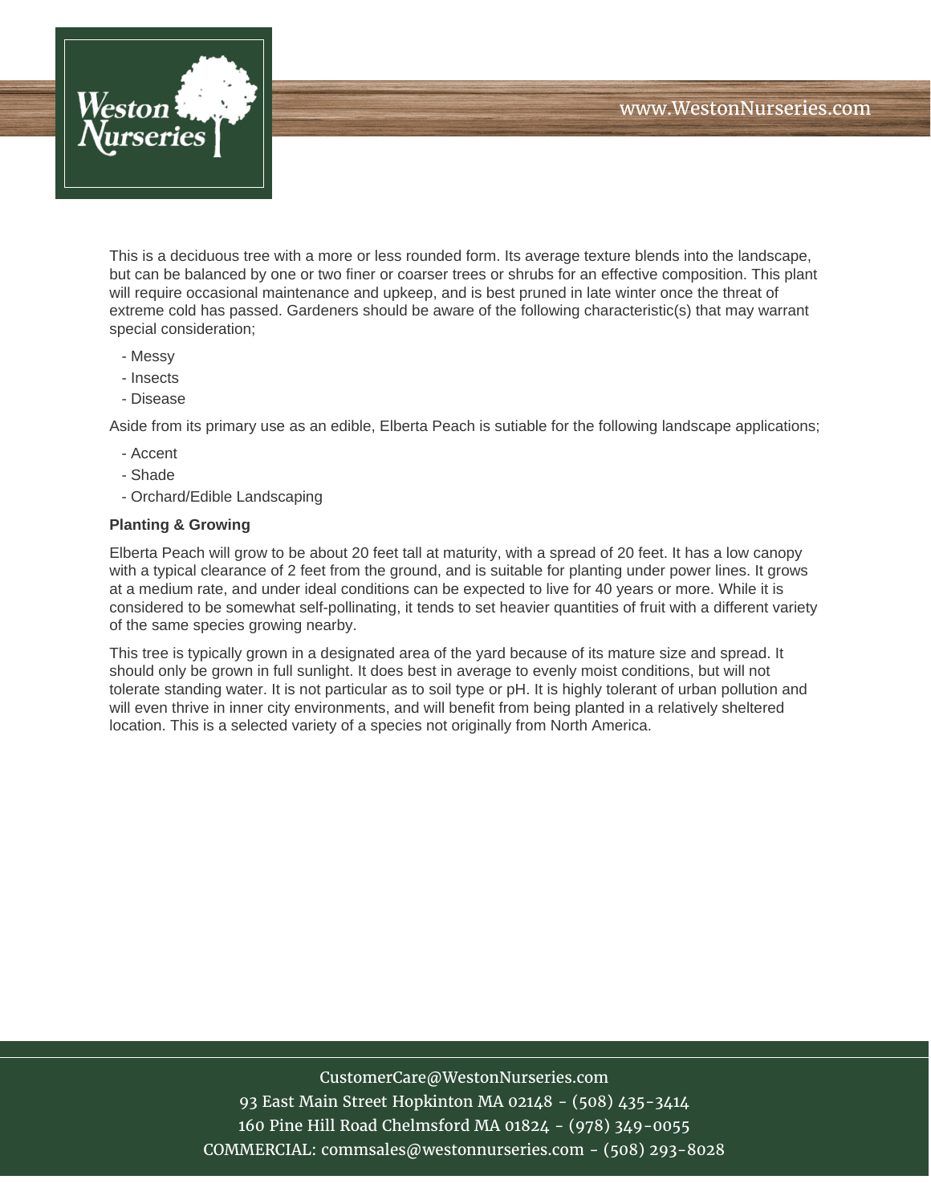This is a deciduous tree with a more or less rounded form. Its average texture blends into the landscape, but can be balanced by one or two finer or coarser trees or shrubs for an effective composition. This plant will require occasional maintenance and upkeep, and is best pruned in late winter once the threat of extreme cold has passed. Gardeners should be aware of the following characteristic(s) that may warrant special consideration;

- Messy
- Insects
- Disease

Aside from its primary use as an edible, Elberta Peach is sutiable for the following landscape applications;

- Accent
- Shade
- Orchard/Edible Landscaping

**Planting & Growing**

Elberta Peach will grow to be about 20 feet tall at maturity, with a spread of 20 feet. It has a low canopy with a typical clearance of 2 feet from the ground, and is suitable for planting under power lines. It grows at a medium rate, and under ideal conditions can be expected to live for 40 years or more. While it is considered to be somewhat self-pollinating, it tends to set heavier quantities of fruit with a different variety of the same species growing nearby.

This tree is typically grown in a designated area of the yard because of its mature size and spread. It should only be grown in full sunlight. It does best in average to evenly moist conditions, but will not tolerate standing water. It is not particular as to soil type or pH. It is highly tolerant of urban pollution and will even thrive in inner city environments, and will benefit from being planted in a relatively sheltered location. This is a selected variety of a species not originally from North America.